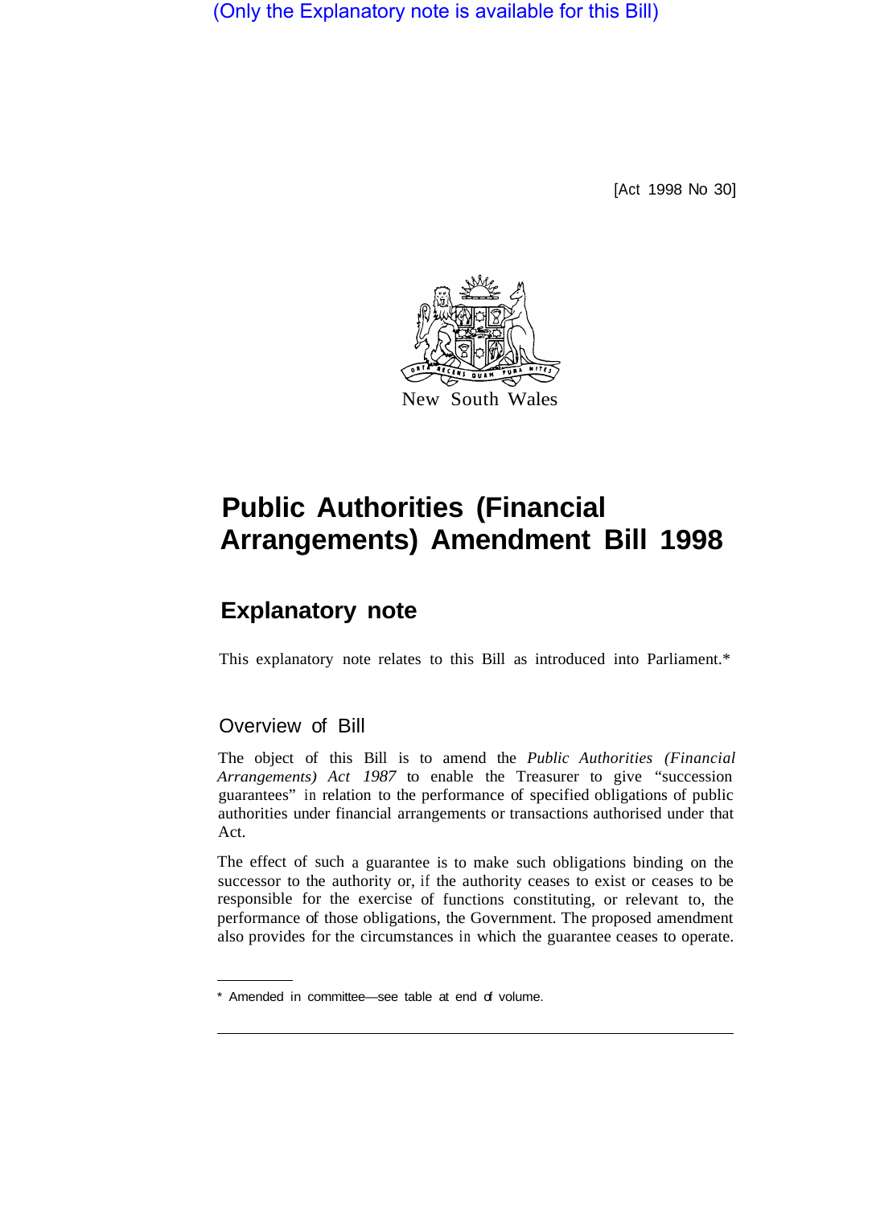(Only the Explanatory note is available for this Bill)

[Act 1998 No 30]

New South Wales

# Public Authorities (Financial Arrangements) Amendment Bill 1998

## Explanatory note

This explanatory note relates to this Bill as introduced into Parliament.*

### Overview of Bill

The object of this Bill is to amend the *Public Authorities (Financial Arrangements) Act 1987* to enable the Treasurer to give "succession guarantees" in relation to the performance of specified obligations of public authorities under financial arrangements or transactions authorised under that Act.

The effect of such a guarantee is to make such obligations binding on the successor to the authority or, if the authority ceases to exist or ceases to be responsible for the exercise of functions constituting, or relevant to, the performance of those obligations, the Government. The proposed amendment also provides for the circumstances in which the guarantee ceases to operate.

* Amended in committee—see table at end of volume.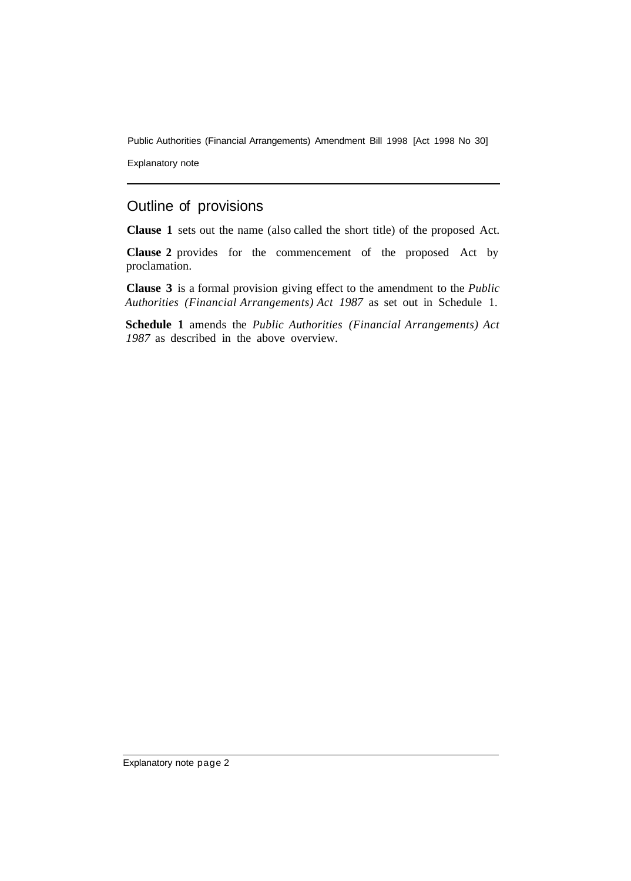## Outline of provisions

**Clause 1** sets out the name (also called the short title) of the proposed Act.

**Clause 2** provides for the commencement of the proposed Act by proclamation.

**Clause 3** is a formal provision giving effect to the amendment to the *Public Authorities (Financial Arrangements) Act 1987* as set out in Schedule 1.

**Schedule 1** amends the *Public Authorities (Financial Arrangements) Act 1987* as described in the above overview.